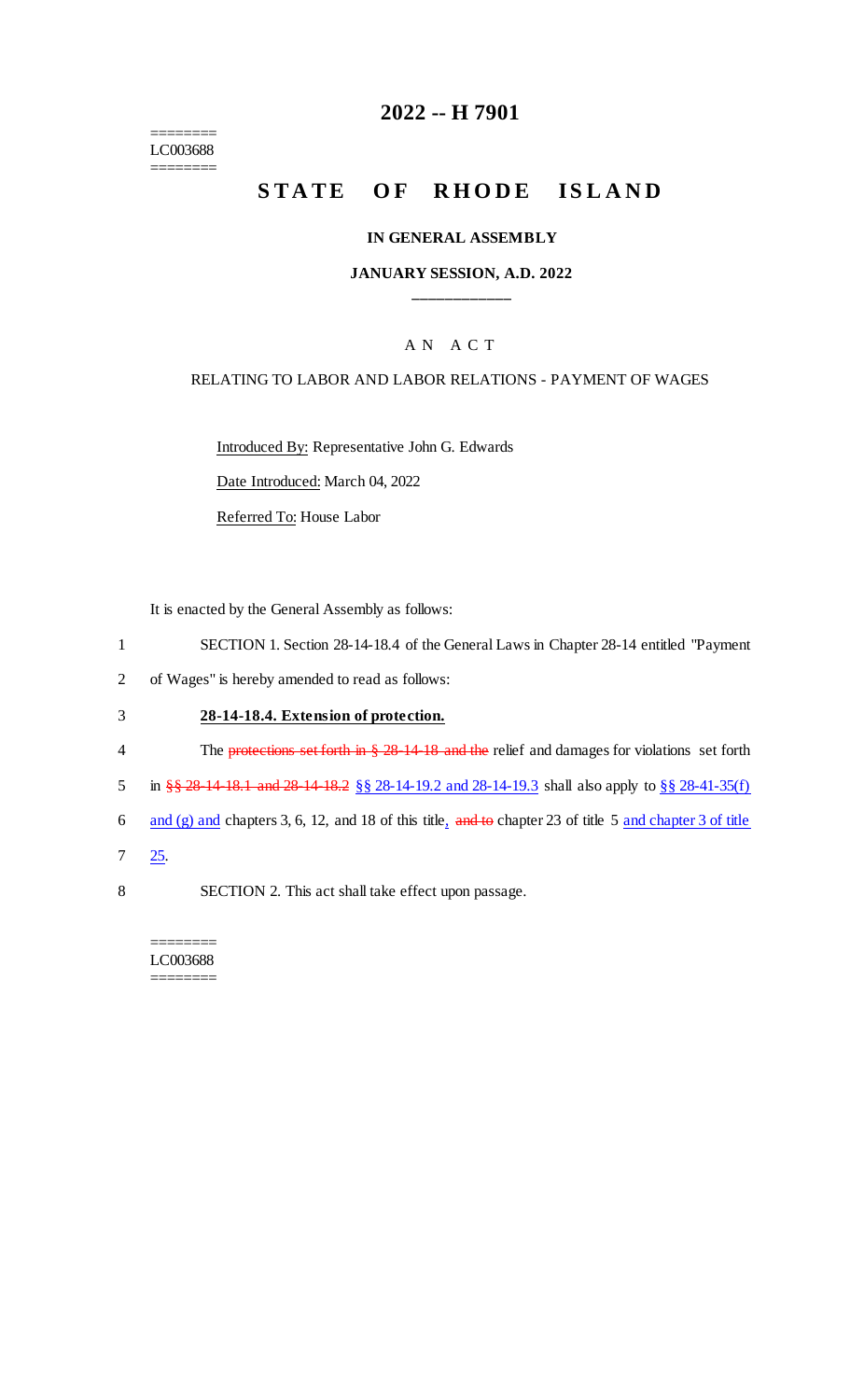========
LC003688
========

# 2022 -- H 7901

## STATE OF RHODE ISLAND

### IN GENERAL ASSEMBLY

### JANUARY SESSION, A.D. 2022

\_\_\_\_\_\_\_\_\_\_\_\_

A N A C T

RELATING TO LABOR AND LABOR RELATIONS - PAYMENT OF WAGES

Introduced By: Representative John G. Edwards

Date Introduced: March 04, 2022

Referred To: House Labor

It is enacted by the General Assembly as follows:

1 SECTION 1. Section 28-14-18.4 of the General Laws in Chapter 28-14 entitled "Payment
2 of Wages" is hereby amended to read as follows:

3 **28-14-18.4. Extension of protection.**

4 The ~~protections set forth in § 28-14-18 and the~~ relief and damages for violations set forth
5 in ~~§§ 28-14-18.1 and 28-14-18.2~~ §§ 28-14-19.2 and 28-14-19.3 shall also apply to §§ 28-41-35(f)
6 and (g) and chapters 3, 6, 12, and 18 of this title, ~~and to~~ chapter 23 of title 5 and chapter 3 of title
7 25.

8 SECTION 2. This act shall take effect upon passage.

========
LC003688
========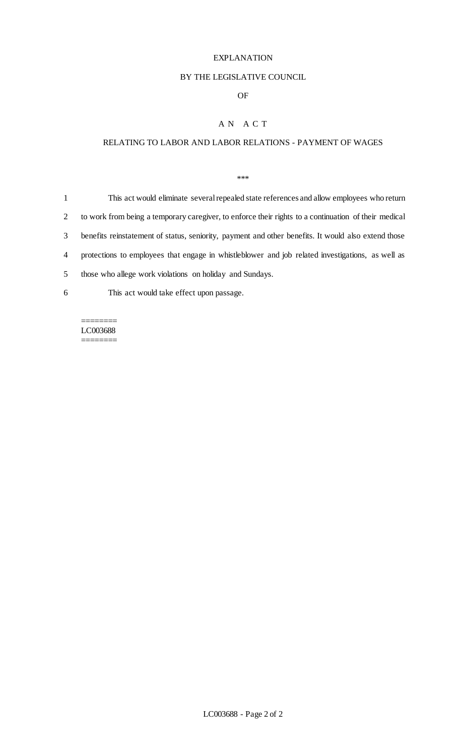EXPLANATION

BY THE LEGISLATIVE COUNCIL

OF

A N A C T

RELATING TO LABOR AND LABOR RELATIONS - PAYMENT OF WAGES

***

1 This act would eliminate several repealed state references and allow employees who return
2 to work from being a temporary caregiver, to enforce their rights to a continuation of their medical
3 benefits reinstatement of status, seniority, payment and other benefits. It would also extend those
4 protections to employees that engage in whistleblower and job related investigations, as well as
5 those who allege work violations on holiday and Sundays.

6 This act would take effect upon passage.

========
LC003688
========